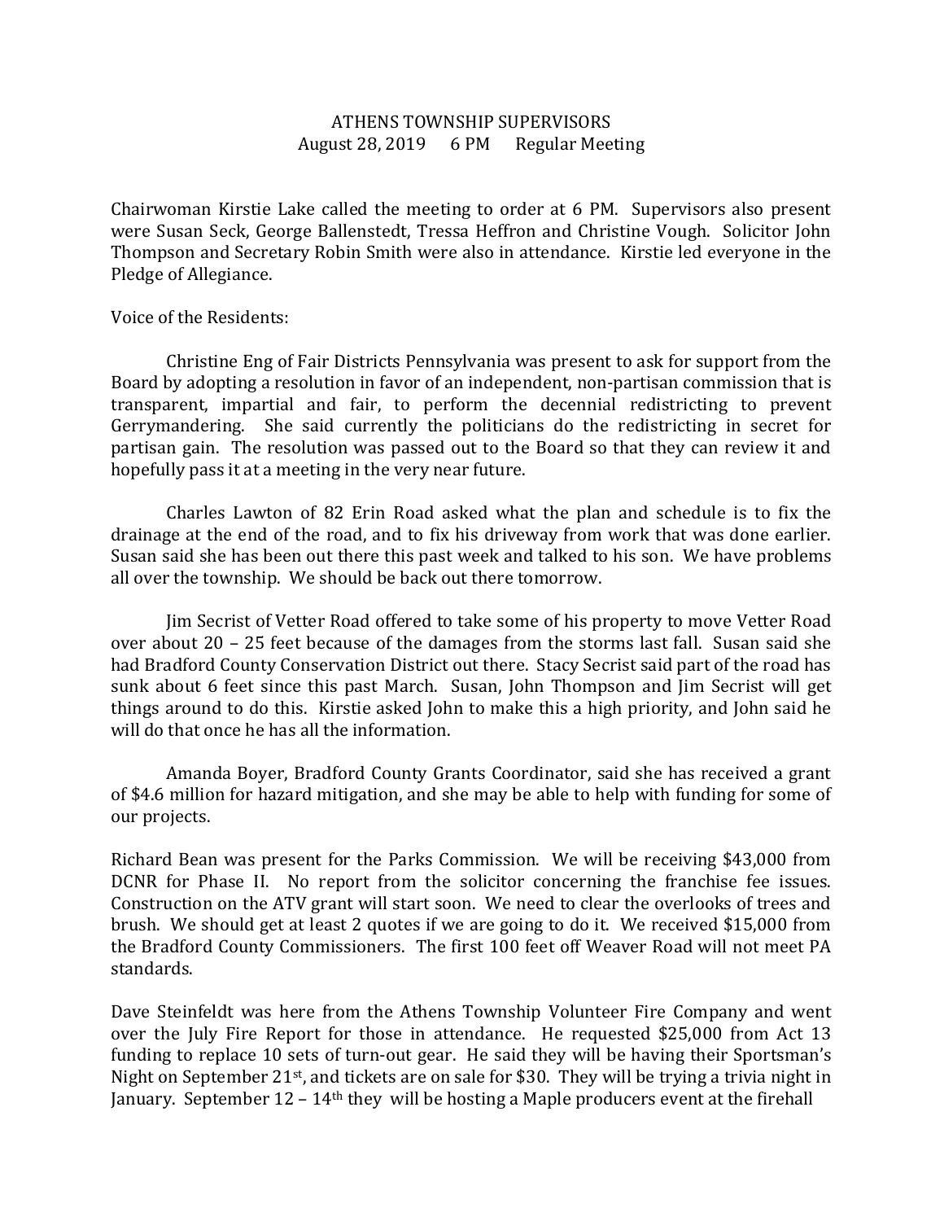ATHENS TOWNSHIP SUPERVISORS
August 28, 2019 6 PM Regular Meeting

Chairwoman Kirstie Lake called the meeting to order at 6 PM. Supervisors also present were Susan Seck, George Ballenstedt, Tressa Heffron and Christine Vough. Solicitor John Thompson and Secretary Robin Smith were also in attendance. Kirstie led everyone in the Pledge of Allegiance.

Voice of the Residents:

Christine Eng of Fair Districts Pennsylvania was present to ask for support from the Board by adopting a resolution in favor of an independent, non-partisan commission that is transparent, impartial and fair, to perform the decennial redistricting to prevent Gerrymandering. She said currently the politicians do the redistricting in secret for partisan gain. The resolution was passed out to the Board so that they can review it and hopefully pass it at a meeting in the very near future.

Charles Lawton of 82 Erin Road asked what the plan and schedule is to fix the drainage at the end of the road, and to fix his driveway from work that was done earlier. Susan said she has been out there this past week and talked to his son. We have problems all over the township. We should be back out there tomorrow.

Jim Secrist of Vetter Road offered to take some of his property to move Vetter Road over about 20 – 25 feet because of the damages from the storms last fall. Susan said she had Bradford County Conservation District out there. Stacy Secrist said part of the road has sunk about 6 feet since this past March. Susan, John Thompson and Jim Secrist will get things around to do this. Kirstie asked John to make this a high priority, and John said he will do that once he has all the information.

Amanda Boyer, Bradford County Grants Coordinator, said she has received a grant of $4.6 million for hazard mitigation, and she may be able to help with funding for some of our projects.

Richard Bean was present for the Parks Commission. We will be receiving $43,000 from DCNR for Phase II. No report from the solicitor concerning the franchise fee issues. Construction on the ATV grant will start soon. We need to clear the overlooks of trees and brush. We should get at least 2 quotes if we are going to do it. We received $15,000 from the Bradford County Commissioners. The first 100 feet off Weaver Road will not meet PA standards.

Dave Steinfeldt was here from the Athens Township Volunteer Fire Company and went over the July Fire Report for those in attendance. He requested $25,000 from Act 13 funding to replace 10 sets of turn-out gear. He said they will be having their Sportsman's Night on September 21st, and tickets are on sale for $30. They will be trying a trivia night in January. September 12 – 14th they will be hosting a Maple producers event at the firehall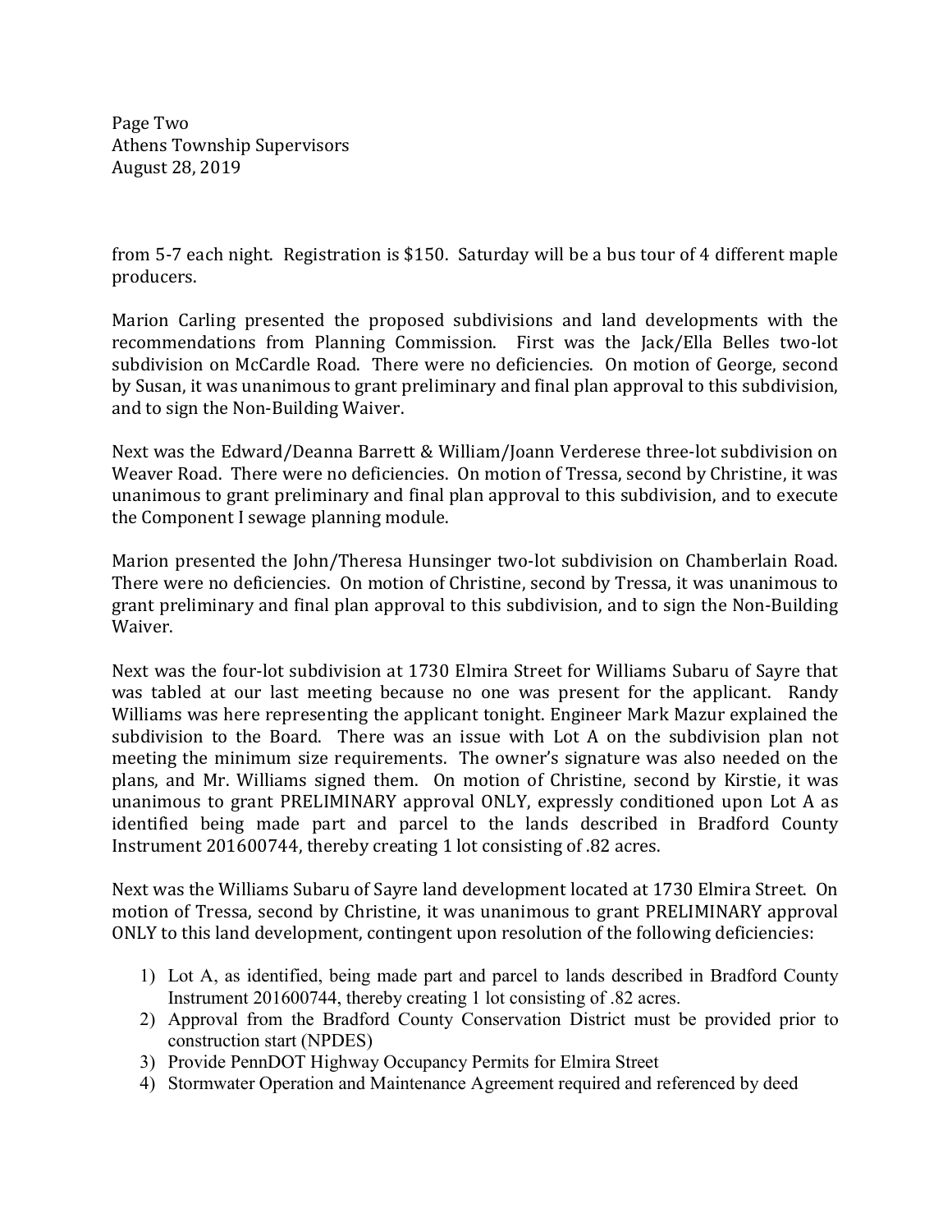from 5-7 each night. Registration is $150. Saturday will be a bus tour of 4 different maple producers.

Marion Carling presented the proposed subdivisions and land developments with the recommendations from Planning Commission. First was the Jack/Ella Belles two-lot subdivision on McCardle Road. There were no deficiencies. On motion of George, second by Susan, it was unanimous to grant preliminary and final plan approval to this subdivision, and to sign the Non-Building Waiver.

Next was the Edward/Deanna Barrett & William/Joann Verderese three-lot subdivision on Weaver Road. There were no deficiencies. On motion of Tressa, second by Christine, it was unanimous to grant preliminary and final plan approval to this subdivision, and to execute the Component I sewage planning module.

Marion presented the John/Theresa Hunsinger two-lot subdivision on Chamberlain Road. There were no deficiencies. On motion of Christine, second by Tressa, it was unanimous to grant preliminary and final plan approval to this subdivision, and to sign the Non-Building Waiver.

Next was the four-lot subdivision at 1730 Elmira Street for Williams Subaru of Sayre that was tabled at our last meeting because no one was present for the applicant. Randy Williams was here representing the applicant tonight. Engineer Mark Mazur explained the subdivision to the Board. There was an issue with Lot A on the subdivision plan not meeting the minimum size requirements. The owner's signature was also needed on the plans, and Mr. Williams signed them. On motion of Christine, second by Kirstie, it was unanimous to grant PRELIMINARY approval ONLY, expressly conditioned upon Lot A as identified being made part and parcel to the lands described in Bradford County Instrument 201600744, thereby creating 1 lot consisting of .82 acres.

Next was the Williams Subaru of Sayre land development located at 1730 Elmira Street. On motion of Tressa, second by Christine, it was unanimous to grant PRELIMINARY approval ONLY to this land development, contingent upon resolution of the following deficiencies:

1) Lot A, as identified, being made part and parcel to lands described in Bradford County Instrument 201600744, thereby creating 1 lot consisting of .82 acres.
2) Approval from the Bradford County Conservation District must be provided prior to construction start (NPDES)
3) Provide PennDOT Highway Occupancy Permits for Elmira Street
4) Stormwater Operation and Maintenance Agreement required and referenced by deed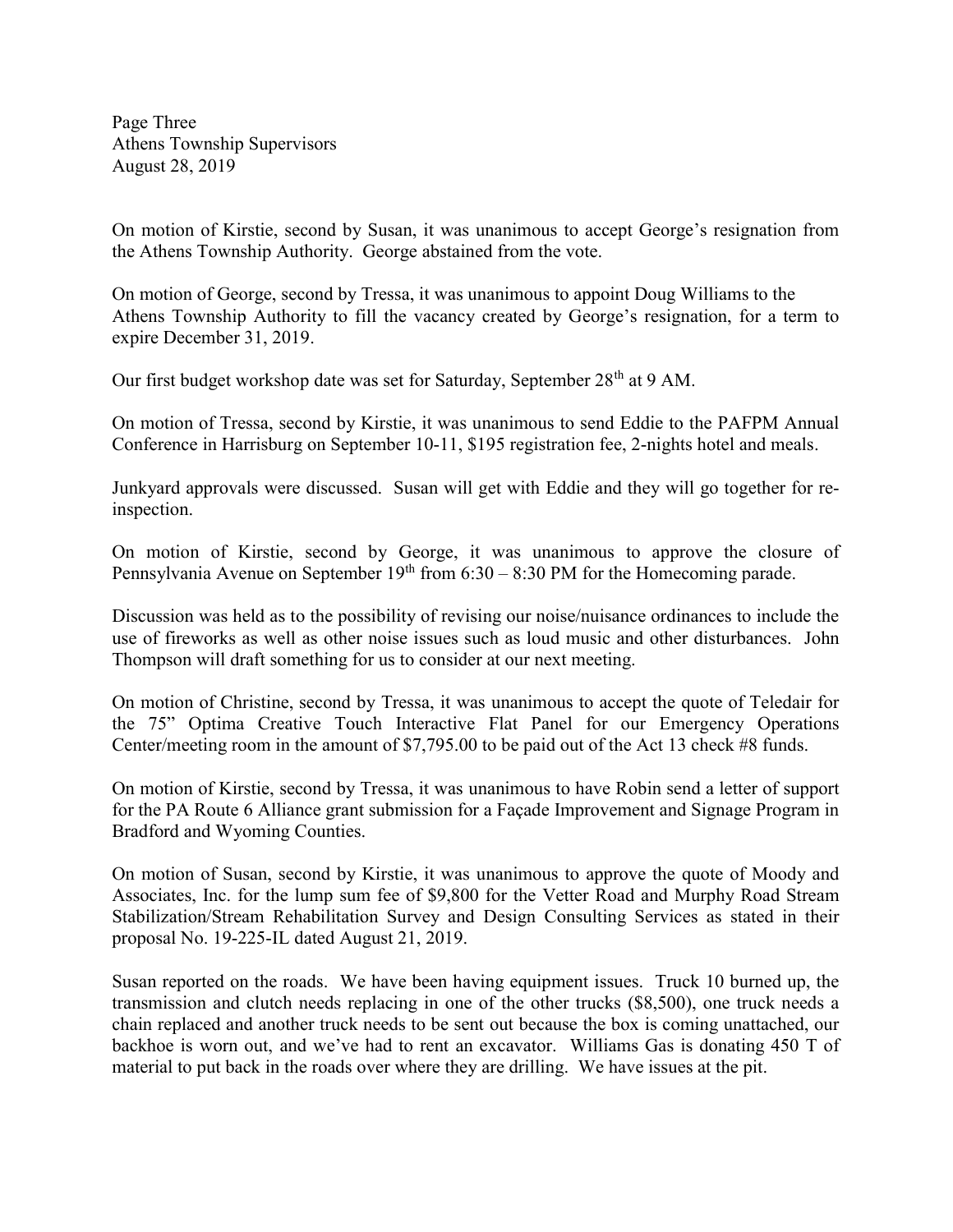On motion of Kirstie, second by Susan, it was unanimous to accept George's resignation from the Athens Township Authority. George abstained from the vote.

On motion of George, second by Tressa, it was unanimous to appoint Doug Williams to the Athens Township Authority to fill the vacancy created by George's resignation, for a term to expire December 31, 2019.

Our first budget workshop date was set for Saturday, September 28th at 9 AM.

On motion of Tressa, second by Kirstie, it was unanimous to send Eddie to the PAFPM Annual Conference in Harrisburg on September 10-11, $195 registration fee, 2-nights hotel and meals.

Junkyard approvals were discussed. Susan will get with Eddie and they will go together for re-inspection.

On motion of Kirstie, second by George, it was unanimous to approve the closure of Pennsylvania Avenue on September 19th from 6:30 – 8:30 PM for the Homecoming parade.

Discussion was held as to the possibility of revising our noise/nuisance ordinances to include the use of fireworks as well as other noise issues such as loud music and other disturbances. John Thompson will draft something for us to consider at our next meeting.

On motion of Christine, second by Tressa, it was unanimous to accept the quote of Teledair for the 75" Optima Creative Touch Interactive Flat Panel for our Emergency Operations Center/meeting room in the amount of $7,795.00 to be paid out of the Act 13 check #8 funds.

On motion of Kirstie, second by Tressa, it was unanimous to have Robin send a letter of support for the PA Route 6 Alliance grant submission for a Façade Improvement and Signage Program in Bradford and Wyoming Counties.

On motion of Susan, second by Kirstie, it was unanimous to approve the quote of Moody and Associates, Inc. for the lump sum fee of $9,800 for the Vetter Road and Murphy Road Stream Stabilization/Stream Rehabilitation Survey and Design Consulting Services as stated in their proposal No. 19-225-IL dated August 21, 2019.

Susan reported on the roads. We have been having equipment issues. Truck 10 burned up, the transmission and clutch needs replacing in one of the other trucks ($8,500), one truck needs a chain replaced and another truck needs to be sent out because the box is coming unattached, our backhoe is worn out, and we've had to rent an excavator. Williams Gas is donating 450 T of material to put back in the roads over where they are drilling. We have issues at the pit.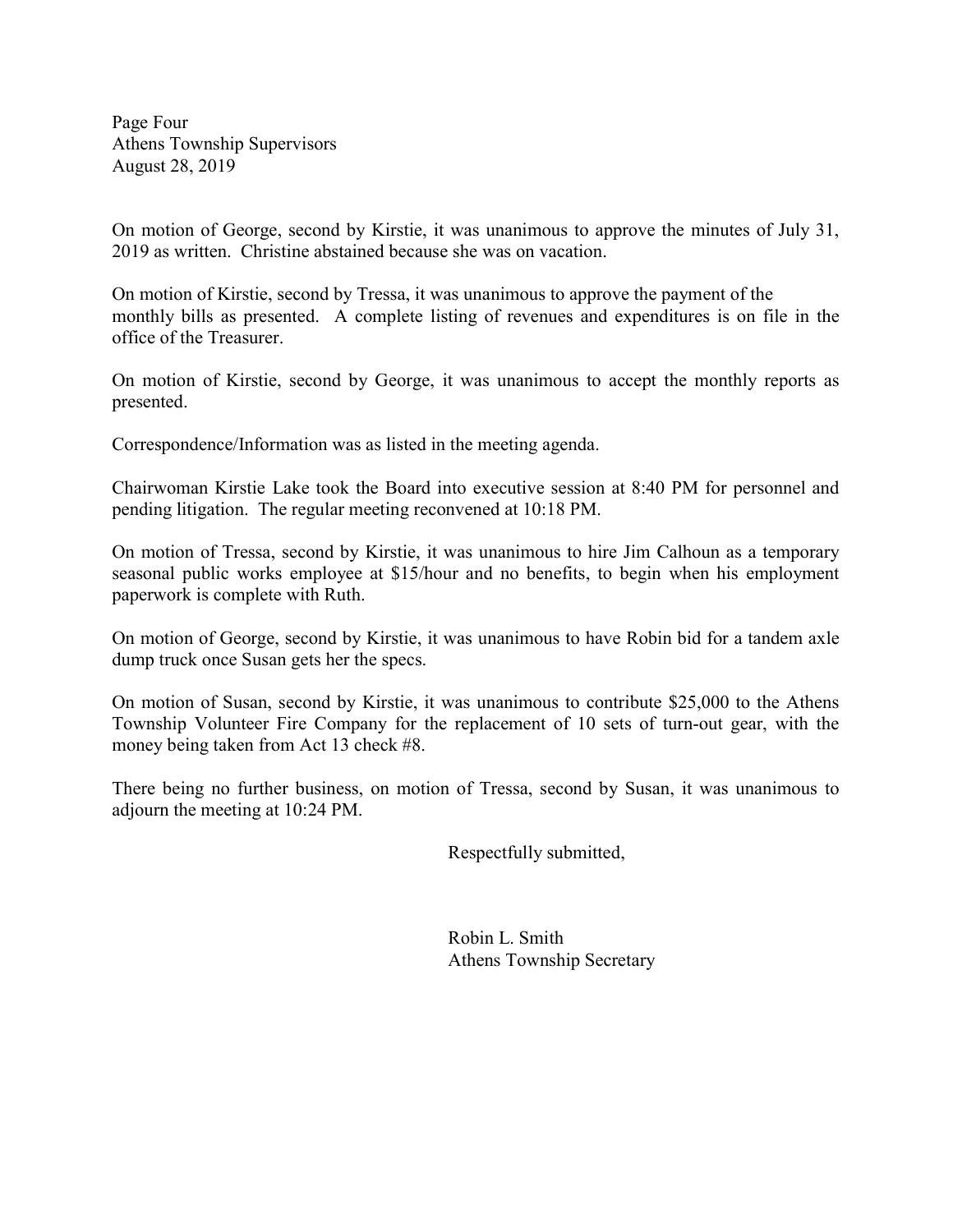On motion of George, second by Kirstie, it was unanimous to approve the minutes of July 31, 2019 as written. Christine abstained because she was on vacation.

On motion of Kirstie, second by Tressa, it was unanimous to approve the payment of the monthly bills as presented. A complete listing of revenues and expenditures is on file in the office of the Treasurer.

On motion of Kirstie, second by George, it was unanimous to accept the monthly reports as presented.

Correspondence/Information was as listed in the meeting agenda.

Chairwoman Kirstie Lake took the Board into executive session at 8:40 PM for personnel and pending litigation. The regular meeting reconvened at 10:18 PM.

On motion of Tressa, second by Kirstie, it was unanimous to hire Jim Calhoun as a temporary seasonal public works employee at $15/hour and no benefits, to begin when his employment paperwork is complete with Ruth.

On motion of George, second by Kirstie, it was unanimous to have Robin bid for a tandem axle dump truck once Susan gets her the specs.

On motion of Susan, second by Kirstie, it was unanimous to contribute $25,000 to the Athens Township Volunteer Fire Company for the replacement of 10 sets of turn-out gear, with the money being taken from Act 13 check #8.

There being no further business, on motion of Tressa, second by Susan, it was unanimous to adjourn the meeting at 10:24 PM.

Respectfully submitted,

Robin L. Smith
Athens Township Secretary